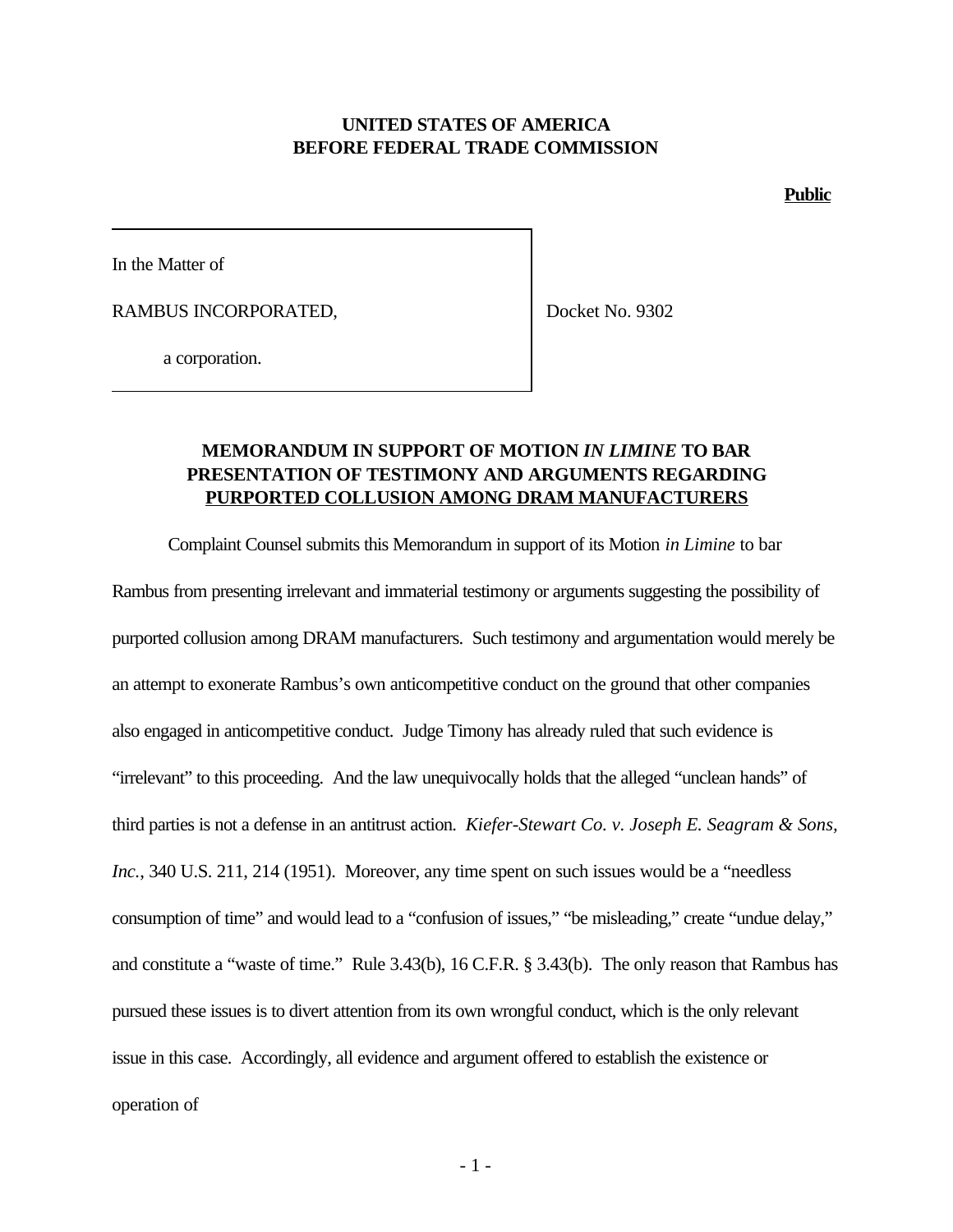**UNITED STATES OF AMERICA**
**BEFORE FEDERAL TRADE COMMISSION**

**Public**

In the Matter of

RAMBUS INCORPORATED, Docket No. 9302

a corporation.

**MEMORANDUM IN SUPPORT OF MOTION *IN LIMINE* TO BAR PRESENTATION OF TESTIMONY AND ARGUMENTS REGARDING PURPORTED COLLUSION AMONG DRAM MANUFACTURERS**

Complaint Counsel submits this Memorandum in support of its Motion *in Limine* to bar Rambus from presenting irrelevant and immaterial testimony or arguments suggesting the possibility of purported collusion among DRAM manufacturers. Such testimony and argumentation would merely be an attempt to exonerate Rambus's own anticompetitive conduct on the ground that other companies also engaged in anticompetitive conduct. Judge Timony has already ruled that such evidence is "irrelevant" to this proceeding. And the law unequivocally holds that the alleged "unclean hands" of third parties is not a defense in an antitrust action. *Kiefer-Stewart Co. v. Joseph E. Seagram & Sons, Inc.*, 340 U.S. 211, 214 (1951). Moreover, any time spent on such issues would be a "needless consumption of time" and would lead to a "confusion of issues," "be misleading," create "undue delay," and constitute a "waste of time." Rule 3.43(b), 16 C.F.R. § 3.43(b). The only reason that Rambus has pursued these issues is to divert attention from its own wrongful conduct, which is the only relevant issue in this case. Accordingly, all evidence and argument offered to establish the existence or operation of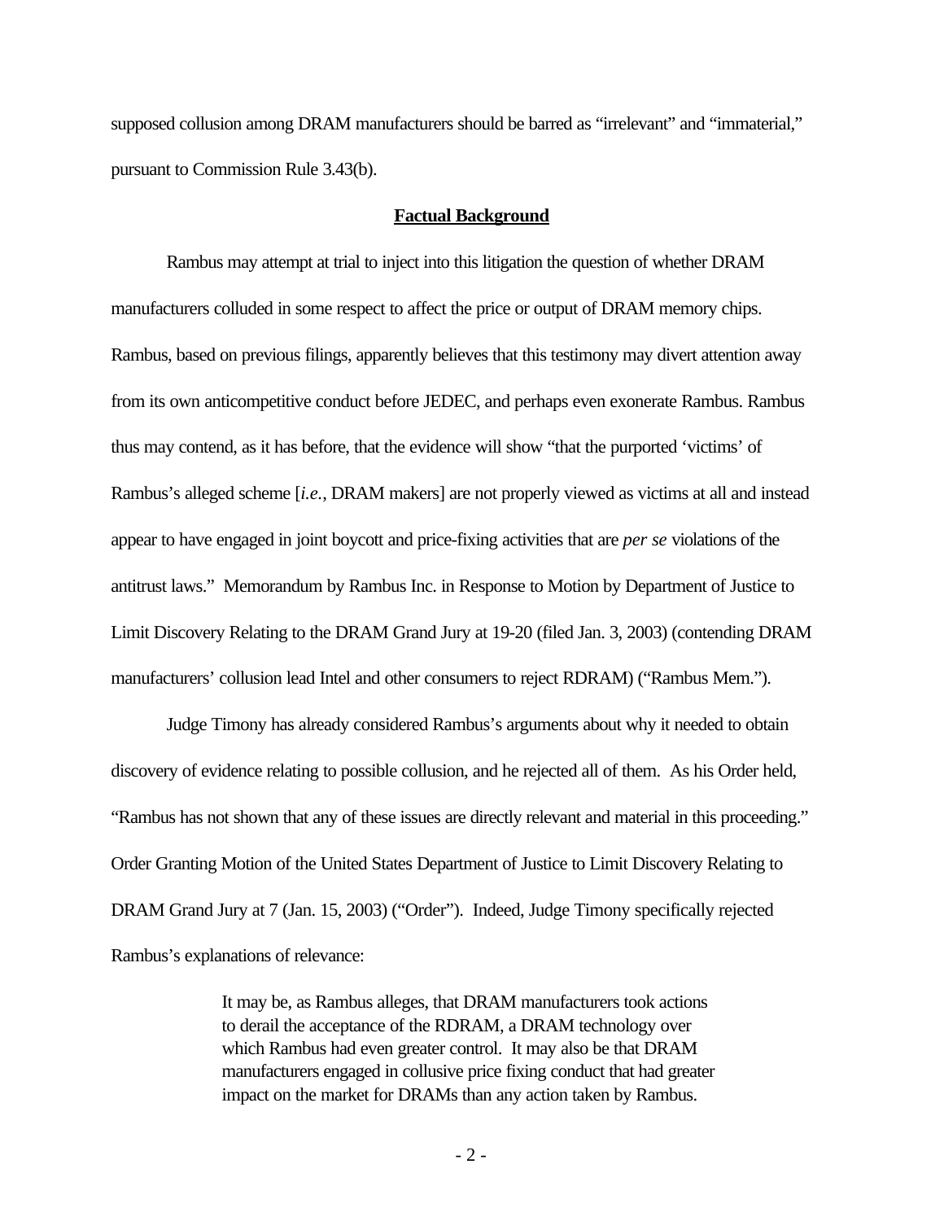supposed collusion among DRAM manufacturers should be barred as "irrelevant" and "immaterial," pursuant to Commission Rule 3.43(b).

**Factual Background**

Rambus may attempt at trial to inject into this litigation the question of whether DRAM manufacturers colluded in some respect to affect the price or output of DRAM memory chips. Rambus, based on previous filings, apparently believes that this testimony may divert attention away from its own anticompetitive conduct before JEDEC, and perhaps even exonerate Rambus. Rambus thus may contend, as it has before, that the evidence will show "that the purported 'victims' of Rambus's alleged scheme [*i.e.*, DRAM makers] are not properly viewed as victims at all and instead appear to have engaged in joint boycott and price-fixing activities that are *per se* violations of the antitrust laws." Memorandum by Rambus Inc. in Response to Motion by Department of Justice to Limit Discovery Relating to the DRAM Grand Jury at 19-20 (filed Jan. 3, 2003) (contending DRAM manufacturers' collusion lead Intel and other consumers to reject RDRAM) ("Rambus Mem.").

Judge Timony has already considered Rambus's arguments about why it needed to obtain discovery of evidence relating to possible collusion, and he rejected all of them. As his Order held, "Rambus has not shown that any of these issues are directly relevant and material in this proceeding." Order Granting Motion of the United States Department of Justice to Limit Discovery Relating to DRAM Grand Jury at 7 (Jan. 15, 2003) ("Order"). Indeed, Judge Timony specifically rejected Rambus's explanations of relevance:

> It may be, as Rambus alleges, that DRAM manufacturers took actions to derail the acceptance of the RDRAM, a DRAM technology over which Rambus had even greater control. It may also be that DRAM manufacturers engaged in collusive price fixing conduct that had greater impact on the market for DRAMs than any action taken by Rambus.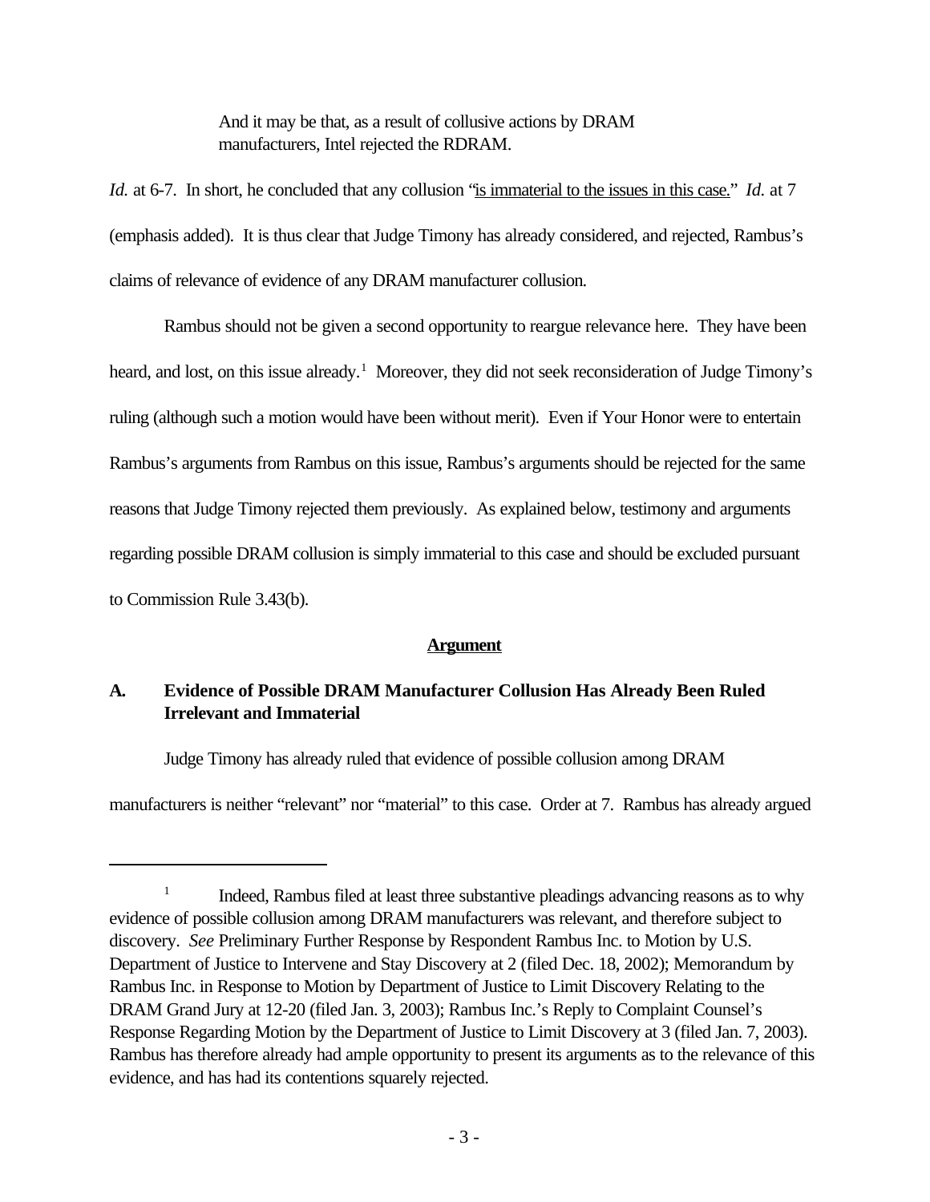> And it may be that, as a result of collusive actions by DRAM manufacturers, Intel rejected the RDRAM.

*Id.* at 6-7. In short, he concluded that any collusion "is immaterial to the issues in this case." *Id.* at 7 (emphasis added). It is thus clear that Judge Timony has already considered, and rejected, Rambus's claims of relevance of evidence of any DRAM manufacturer collusion.

Rambus should not be given a second opportunity to reargue relevance here. They have been heard, and lost, on this issue already.[1] Moreover, they did not seek reconsideration of Judge Timony's ruling (although such a motion would have been without merit). Even if Your Honor were to entertain Rambus's arguments from Rambus on this issue, Rambus's arguments should be rejected for the same reasons that Judge Timony rejected them previously. As explained below, testimony and arguments regarding possible DRAM collusion is simply immaterial to this case and should be excluded pursuant to Commission Rule 3.43(b).

## Argument

### A. Evidence of Possible DRAM Manufacturer Collusion Has Already Been Ruled Irrelevant and Immaterial

Judge Timony has already ruled that evidence of possible collusion among DRAM manufacturers is neither "relevant" nor "material" to this case. Order at 7. Rambus has already argued

---

[1] Indeed, Rambus filed at least three substantive pleadings advancing reasons as to why evidence of possible collusion among DRAM manufacturers was relevant, and therefore subject to discovery. *See* Preliminary Further Response by Respondent Rambus Inc. to Motion by U.S. Department of Justice to Intervene and Stay Discovery at 2 (filed Dec. 18, 2002); Memorandum by Rambus Inc. in Response to Motion by Department of Justice to Limit Discovery Relating to the DRAM Grand Jury at 12-20 (filed Jan. 3, 2003); Rambus Inc.'s Reply to Complaint Counsel's Response Regarding Motion by the Department of Justice to Limit Discovery at 3 (filed Jan. 7, 2003). Rambus has therefore already had ample opportunity to present its arguments as to the relevance of this evidence, and has had its contentions squarely rejected.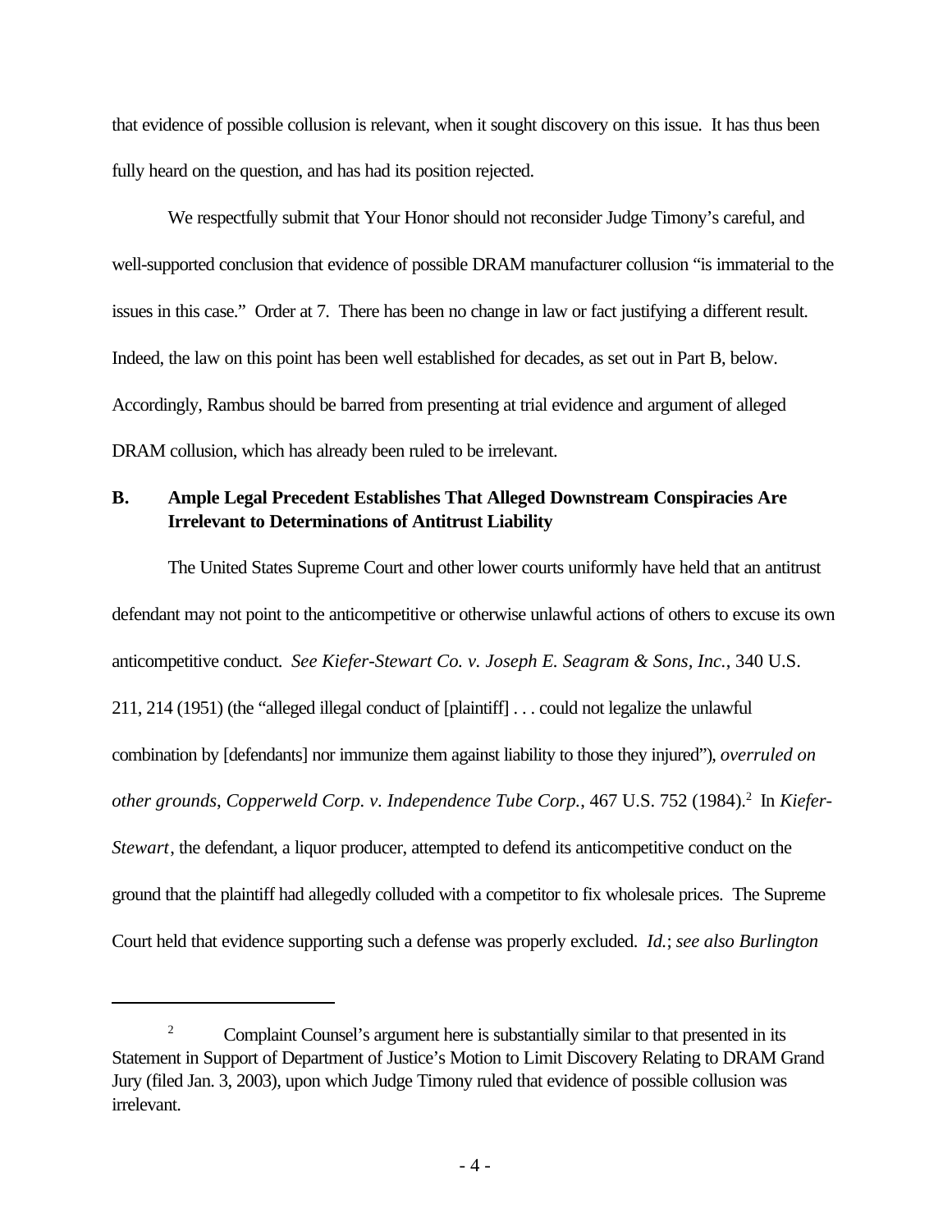that evidence of possible collusion is relevant, when it sought discovery on this issue. It has thus been fully heard on the question, and has had its position rejected.

We respectfully submit that Your Honor should not reconsider Judge Timony's careful, and well-supported conclusion that evidence of possible DRAM manufacturer collusion "is immaterial to the issues in this case." Order at 7. There has been no change in law or fact justifying a different result. Indeed, the law on this point has been well established for decades, as set out in Part B, below. Accordingly, Rambus should be barred from presenting at trial evidence and argument of alleged DRAM collusion, which has already been ruled to be irrelevant.

### B. Ample Legal Precedent Establishes That Alleged Downstream Conspiracies Are Irrelevant to Determinations of Antitrust Liability

The United States Supreme Court and other lower courts uniformly have held that an antitrust defendant may not point to the anticompetitive or otherwise unlawful actions of others to excuse its own anticompetitive conduct. *See Kiefer-Stewart Co. v. Joseph E. Seagram & Sons, Inc.*, 340 U.S. 211, 214 (1951) (the "alleged illegal conduct of [plaintiff] . . . could not legalize the unlawful combination by [defendants] nor immunize them against liability to those they injured"), *overruled on other grounds*, *Copperweld Corp. v. Independence Tube Corp.*, 467 U.S. 752 (1984).[2] In *Kiefer-Stewart*, the defendant, a liquor producer, attempted to defend its anticompetitive conduct on the ground that the plaintiff had allegedly colluded with a competitor to fix wholesale prices. The Supreme Court held that evidence supporting such a defense was properly excluded. *Id.*; *see also Burlington*

---

[2] Complaint Counsel's argument here is substantially similar to that presented in its Statement in Support of Department of Justice's Motion to Limit Discovery Relating to DRAM Grand Jury (filed Jan. 3, 2003), upon which Judge Timony ruled that evidence of possible collusion was irrelevant.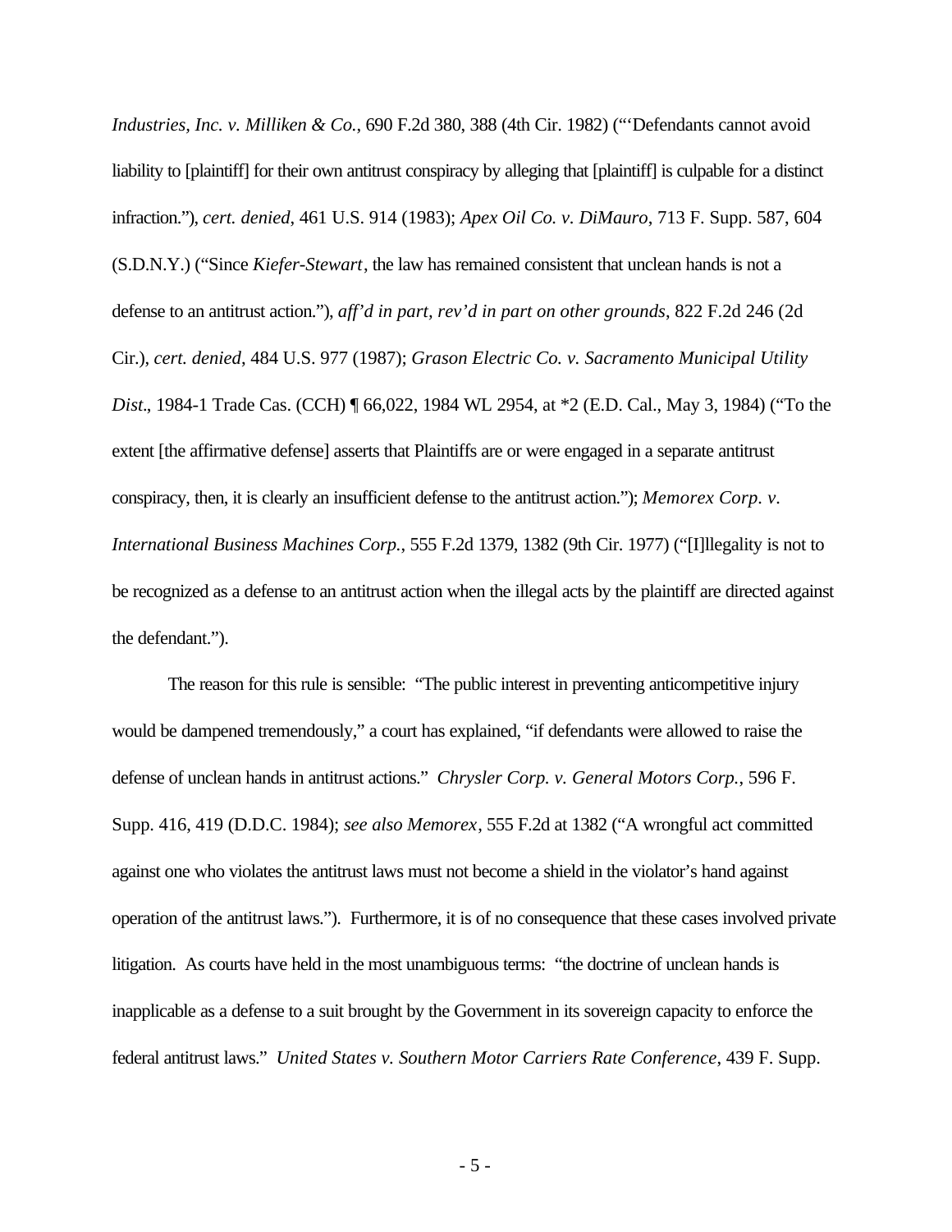*Industries, Inc. v. Milliken & Co.*, 690 F.2d 380, 388 (4th Cir. 1982) ("'Defendants cannot avoid liability to [plaintiff] for their own antitrust conspiracy by alleging that [plaintiff] is culpable for a distinct infraction."), *cert. denied*, 461 U.S. 914 (1983); *Apex Oil Co. v. DiMauro*, 713 F. Supp. 587, 604 (S.D.N.Y.) ("Since *Kiefer-Stewart*, the law has remained consistent that unclean hands is not a defense to an antitrust action."), *aff'd in part, rev'd in part on other grounds*, 822 F.2d 246 (2d Cir.), *cert. denied*, 484 U.S. 977 (1987); *Grason Electric Co. v. Sacramento Municipal Utility Dist*., 1984-1 Trade Cas. (CCH) ¶ 66,022, 1984 WL 2954, at *2 (E.D. Cal., May 3, 1984) ("To the extent [the affirmative defense] asserts that Plaintiffs are or were engaged in a separate antitrust conspiracy, then, it is clearly an insufficient defense to the antitrust action."); *Memorex Corp. v. International Business Machines Corp.*, 555 F.2d 1379, 1382 (9th Cir. 1977) ("[I]llegality is not to be recognized as a defense to an antitrust action when the illegal acts by the plaintiff are directed against the defendant.").

The reason for this rule is sensible: "The public interest in preventing anticompetitive injury would be dampened tremendously," a court has explained, "if defendants were allowed to raise the defense of unclean hands in antitrust actions." *Chrysler Corp. v. General Motors Corp.*, 596 F. Supp. 416, 419 (D.D.C. 1984); *see also Memorex*, 555 F.2d at 1382 ("A wrongful act committed against one who violates the antitrust laws must not become a shield in the violator's hand against operation of the antitrust laws."). Furthermore, it is of no consequence that these cases involved private litigation. As courts have held in the most unambiguous terms: "the doctrine of unclean hands is inapplicable as a defense to a suit brought by the Government in its sovereign capacity to enforce the federal antitrust laws." *United States v. Southern Motor Carriers Rate Conference*, 439 F. Supp.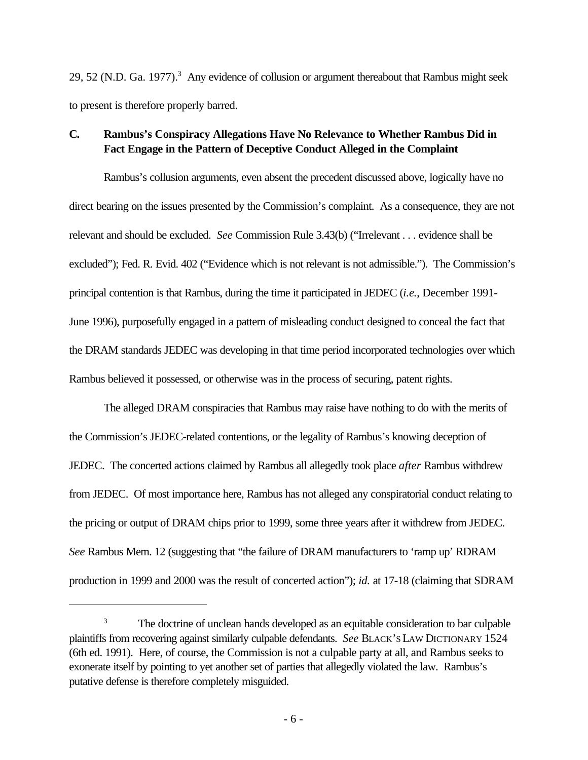29, 52 (N.D. Ga. 1977).[3] Any evidence of collusion or argument thereabout that Rambus might seek to present is therefore properly barred.

### C. Rambus's Conspiracy Allegations Have No Relevance to Whether Rambus Did in Fact Engage in the Pattern of Deceptive Conduct Alleged in the Complaint

Rambus's collusion arguments, even absent the precedent discussed above, logically have no direct bearing on the issues presented by the Commission's complaint. As a consequence, they are not relevant and should be excluded. *See* Commission Rule 3.43(b) ("Irrelevant . . . evidence shall be excluded"); Fed. R. Evid. 402 ("Evidence which is not relevant is not admissible."). The Commission's principal contention is that Rambus, during the time it participated in JEDEC (*i.e.*, December 1991-June 1996), purposefully engaged in a pattern of misleading conduct designed to conceal the fact that the DRAM standards JEDEC was developing in that time period incorporated technologies over which Rambus believed it possessed, or otherwise was in the process of securing, patent rights.

The alleged DRAM conspiracies that Rambus may raise have nothing to do with the merits of the Commission's JEDEC-related contentions, or the legality of Rambus's knowing deception of JEDEC. The concerted actions claimed by Rambus all allegedly took place *after* Rambus withdrew from JEDEC. Of most importance here, Rambus has not alleged any conspiratorial conduct relating to the pricing or output of DRAM chips prior to 1999, some three years after it withdrew from JEDEC. *See* Rambus Mem. 12 (suggesting that "the failure of DRAM manufacturers to 'ramp up' RDRAM production in 1999 and 2000 was the result of concerted action"); *id.* at 17-18 (claiming that SDRAM

---

[3] The doctrine of unclean hands developed as an equitable consideration to bar culpable plaintiffs from recovering against similarly culpable defendants. *See* BLACK'S LAW DICTIONARY 1524 (6th ed. 1991). Here, of course, the Commission is not a culpable party at all, and Rambus seeks to exonerate itself by pointing to yet another set of parties that allegedly violated the law. Rambus's putative defense is therefore completely misguided.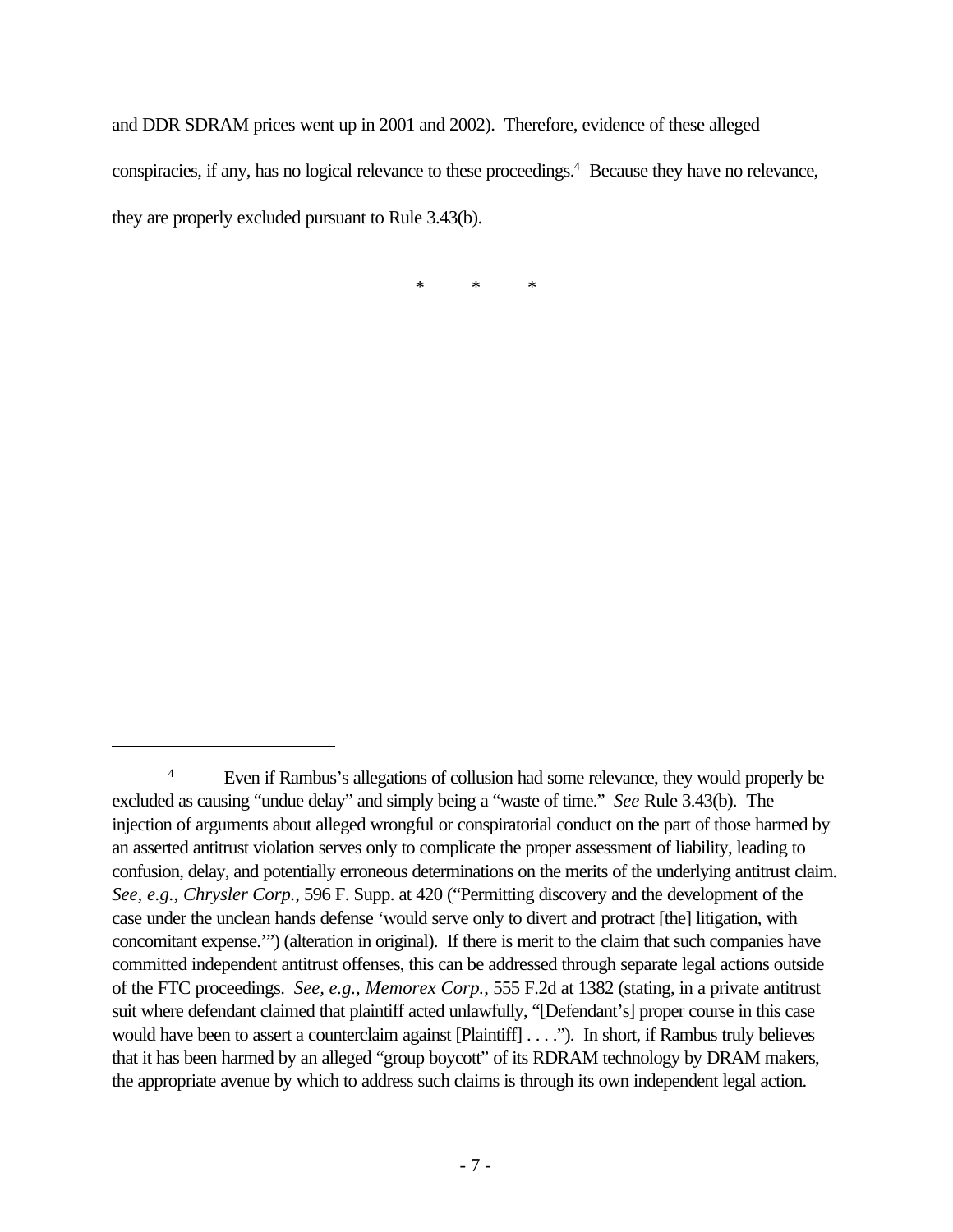and DDR SDRAM prices went up in 2001 and 2002). Therefore, evidence of these alleged conspiracies, if any, has no logical relevance to these proceedings.[4] Because they have no relevance, they are properly excluded pursuant to Rule 3.43(b).

\*          \*          \*

---

[4] Even if Rambus's allegations of collusion had some relevance, they would properly be excluded as causing "undue delay" and simply being a "waste of time." *See* Rule 3.43(b). The injection of arguments about alleged wrongful or conspiratorial conduct on the part of those harmed by an asserted antitrust violation serves only to complicate the proper assessment of liability, leading to confusion, delay, and potentially erroneous determinations on the merits of the underlying antitrust claim. *See, e.g.*, *Chrysler Corp.*, 596 F. Supp. at 420 ("Permitting discovery and the development of the case under the unclean hands defense 'would serve only to divert and protract [the] litigation, with concomitant expense.'") (alteration in original). If there is merit to the claim that such companies have committed independent antitrust offenses, this can be addressed through separate legal actions outside of the FTC proceedings. *See, e.g.*, *Memorex Corp.*, 555 F.2d at 1382 (stating, in a private antitrust suit where defendant claimed that plaintiff acted unlawfully, "[Defendant's] proper course in this case would have been to assert a counterclaim against [Plaintiff] . . . ."). In short, if Rambus truly believes that it has been harmed by an alleged "group boycott" of its RDRAM technology by DRAM makers, the appropriate avenue by which to address such claims is through its own independent legal action.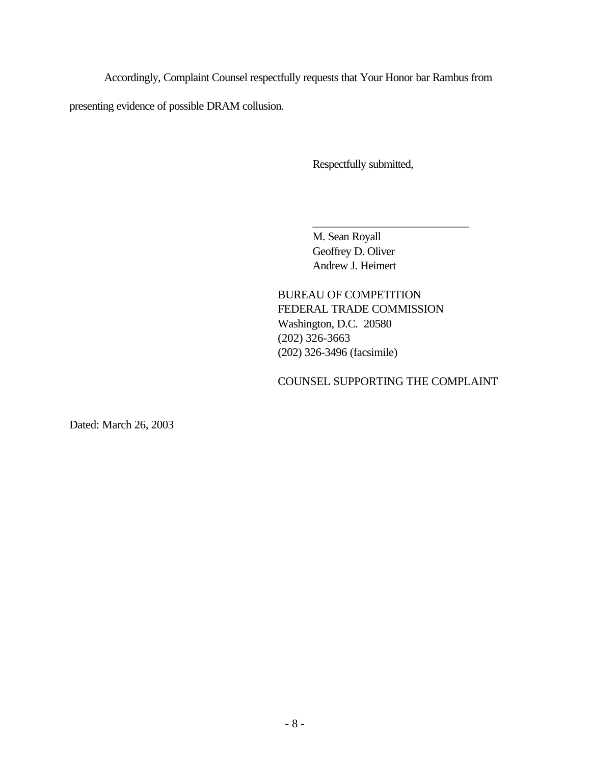Accordingly, Complaint Counsel respectfully requests that Your Honor bar Rambus from presenting evidence of possible DRAM collusion.

Respectfully submitted,

___________________________

M. Sean Royall
Geoffrey D. Oliver
Andrew J. Heimert

BUREAU OF COMPETITION
FEDERAL TRADE COMMISSION
Washington, D.C. 20580
(202) 326-3663
(202) 326-3496 (facsimile)

COUNSEL SUPPORTING THE COMPLAINT

Dated: March 26, 2003